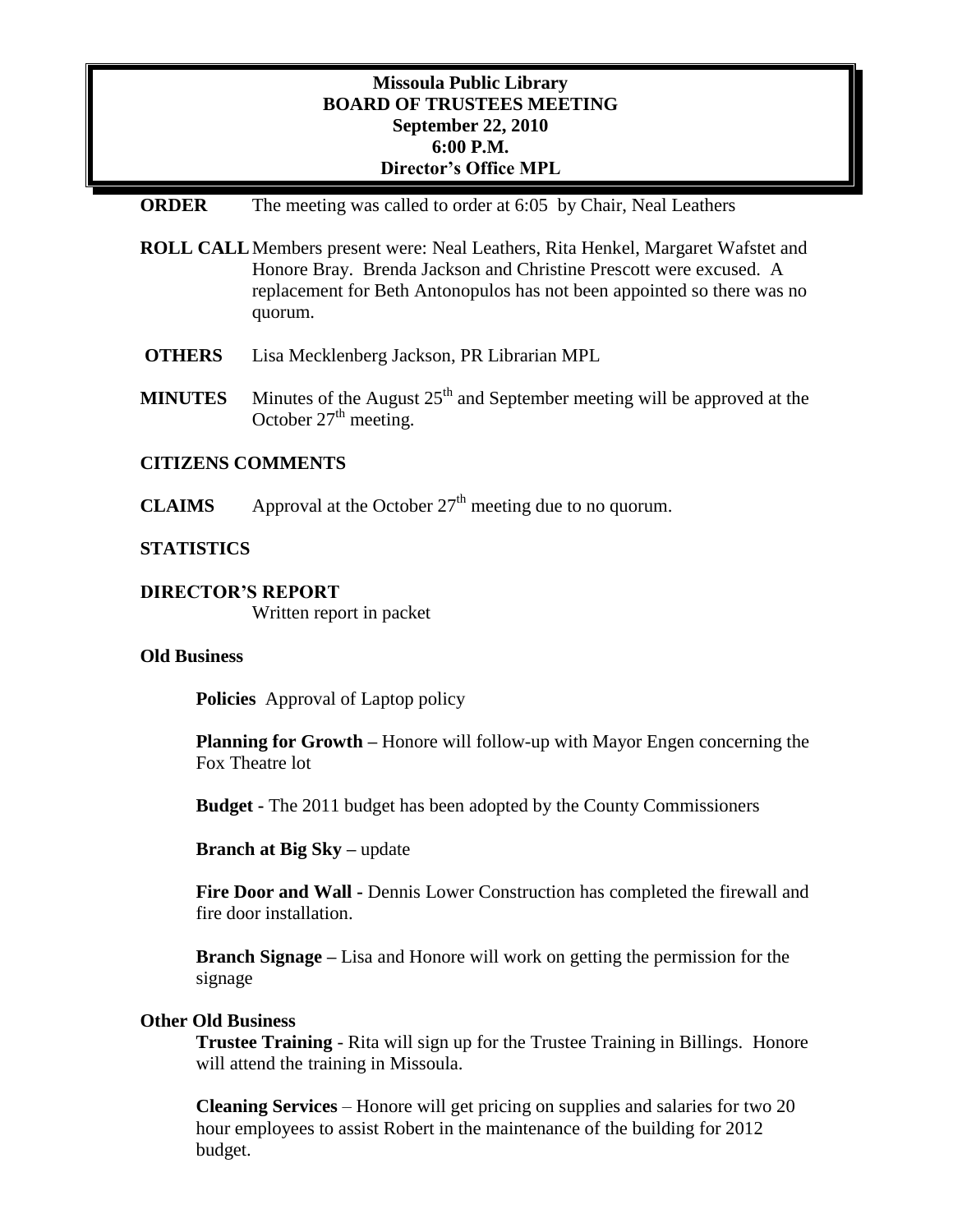**Missoula Public Library**
**BOARD OF TRUSTEES MEETING**
**September 22, 2010**
**6:00 P.M.**
**Director's Office MPL**

**ORDER** The meeting was called to order at 6:05 by Chair, Neal Leathers

**ROLL CALL** Members present were: Neal Leathers, Rita Henkel, Margaret Wafstet and Honore Bray. Brenda Jackson and Christine Prescott were excused. A replacement for Beth Antonopulos has not been appointed so there was no quorum.

**OTHERS** Lisa Mecklenberg Jackson, PR Librarian MPL

**MINUTES** Minutes of the August 25th and September meeting will be approved at the October 27th meeting.

**CITIZENS COMMENTS**

**CLAIMS** Approval at the October 27th meeting due to no quorum.

**STATISTICS**

**DIRECTOR'S REPORT**

Written report in packet

**Old Business**

**Policies** Approval of Laptop policy

**Planning for Growth –** Honore will follow-up with Mayor Engen concerning the Fox Theatre lot

**Budget -** The 2011 budget has been adopted by the County Commissioners

**Branch at Big Sky –** update

**Fire Door and Wall -** Dennis Lower Construction has completed the firewall and fire door installation.

**Branch Signage –** Lisa and Honore will work on getting the permission for the signage

**Other Old Business**

**Trustee Training** - Rita will sign up for the Trustee Training in Billings. Honore will attend the training in Missoula.

**Cleaning Services** – Honore will get pricing on supplies and salaries for two 20 hour employees to assist Robert in the maintenance of the building for 2012 budget.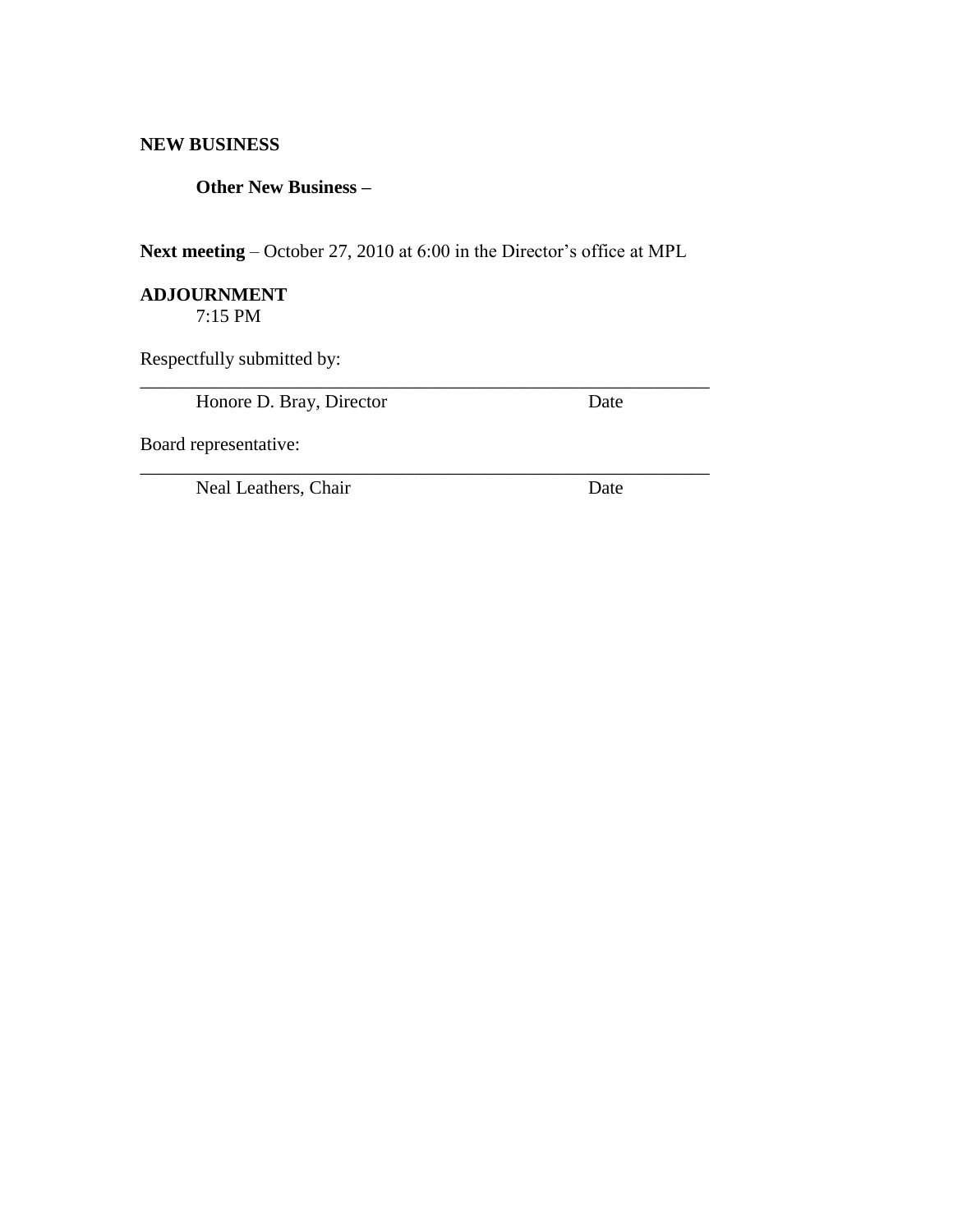**NEW BUSINESS**

**Other New Business –**

**Next meeting** – October 27, 2010 at 6:00 in the Director's office at MPL

**ADJOURNMENT**

7:15 PM

Respectfully submitted by:

______________________________________________________________

Honore D. Bray, Director Date

Board representative:

______________________________________________________________

Neal Leathers, Chair Date